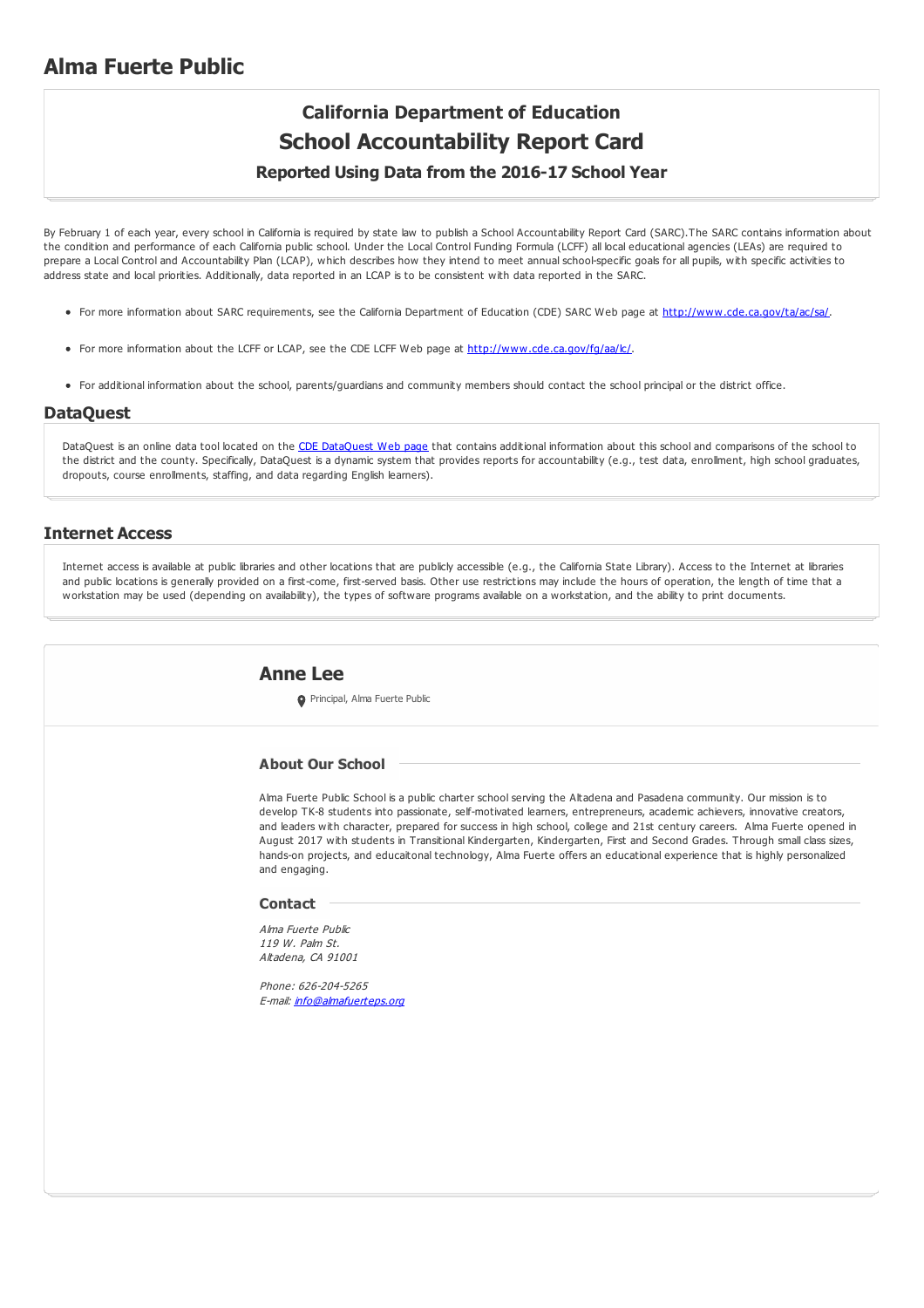# Alma Fuerte Public

## California Department of Education

## School Accountability Report Card

### Reported Using Data from the 2016-17 School Year

By February 1 of each year, every school in California is required by state law to publish a School Accountability Report Card (SARC).The SARC contains information about the condition and performance of each California public school. Under the Local Control Funding Formula (LCFF) all local educational agencies (LEAs) are required to prepare a Local Control and Accountability Plan (LCAP), which describes how they intend to meet annual school-specific goals for all pupils, with specific activities to address state and local priorities. Additionally, data reported in an LCAP is to be consistent with data reported in the SARC.

- For more information about SARC requirements, see the California Department of Education (CDE) SARC Web page at http://www.cde.ca.gov/ta/ac/sa/.
- For more information about the LCFF or LCAP, see the CDE LCFF Web page at http://www.cde.ca.gov/fg/aa/lc/.
- For additional information about the school, parents/guardians and community members should contact the school principal or the district office.

## DataQuest

DataQuest is an online data tool located on the CDE DataQuest Web page that contains additional information about this school and comparisons of the school to the district and the county. Specifically, DataQuest is a dynamic system that provides reports for accountability (e.g., test data, enrollment, high school graduates, dropouts, course enrollments, staffing, and data regarding English learners).

## Internet Access

Internet access is available at public libraries and other locations that are publicly accessible (e.g., the California State Library). Access to the Internet at libraries and public locations is generally provided on a first-come, first-served basis. Other use restrictions may include the hours of operation, the length of time that a workstation may be used (depending on availability), the types of software programs available on a workstation, and the ability to print documents.

## Anne Lee

Principal, Alma Fuerte Public

### About Our School

Alma Fuerte Public School is a public charter school serving the Altadena and Pasadena community. Our mission is to develop TK-8 students into passionate, self-motivated learners, entrepreneurs, academic achievers, innovative creators, and leaders with character, prepared for success in high school, college and 21st century careers. Alma Fuerte opened in August 2017 with students in Transitional Kindergarten, Kindergarten, First and Second Grades. Through small class sizes, hands-on projects, and educaitonal technology, Alma Fuerte offers an educational experience that is highly personalized and engaging.

### Contact

*Alma Fuerte Public*
*119 W. Palm St.*
*Altadena, CA 91001*

*Phone: 626-204-5265*
*E-mail: info@almafuerteps.org*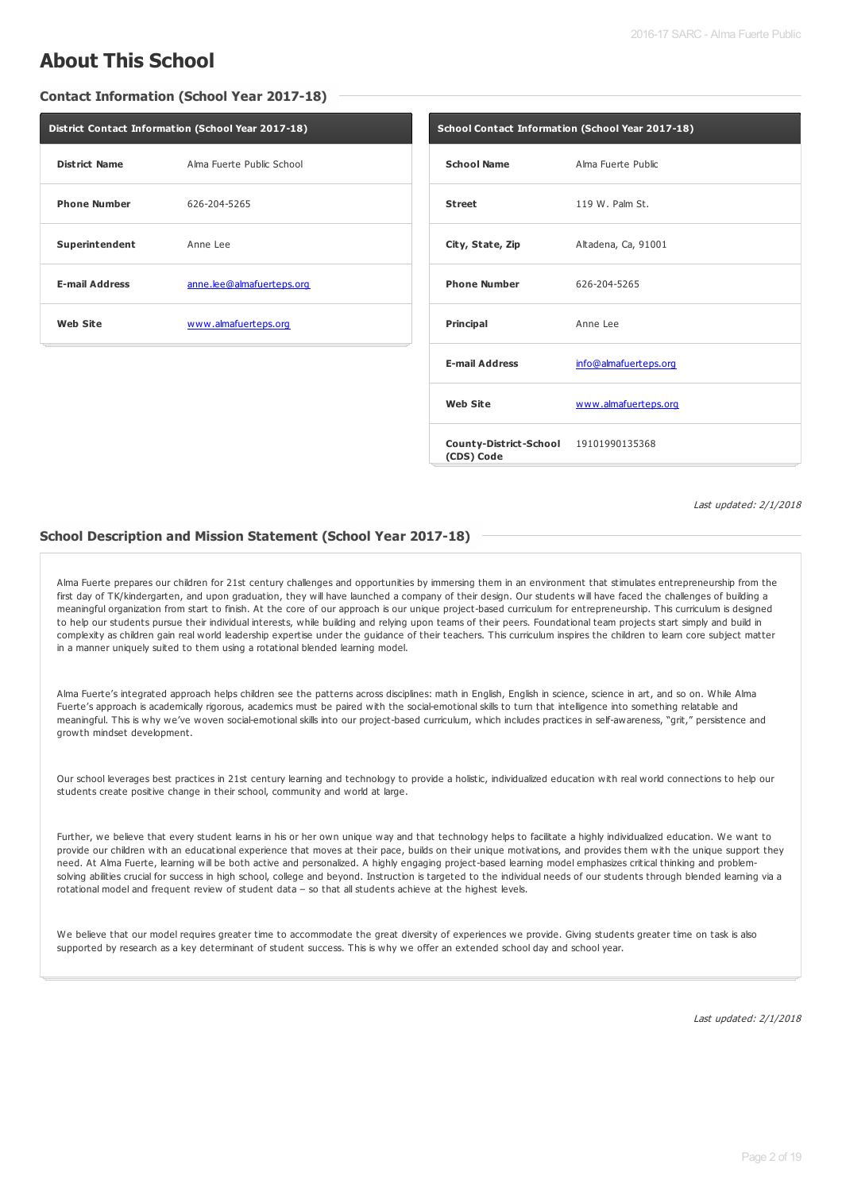# About This School

## Contact Information (School Year 2017-18)

| District Contact Information (School Year 2017-18) | |
|---|---|
| **District Name** | Alma Fuerte Public School |
| **Phone Number** | 626-204-5265 |
| **Superintendent** | Anne Lee |
| **E-mail Address** | anne.lee@almafuerteps.org |
| **Web Site** | www.almafuerteps.org |

| School Contact Information (School Year 2017-18) | |
|---|---|
| **School Name** | Alma Fuerte Public |
| **Street** | 119 W. Palm St. |
| **City, State, Zip** | Altadena, Ca, 91001 |
| **Phone Number** | 626-204-5265 |
| **Principal** | Anne Lee |
| **E-mail Address** | info@almafuerteps.org |
| **Web Site** | www.almafuerteps.org |
| **County-District-School (CDS) Code** | 19101990135368 |

*Last updated: 2/1/2018*

## School Description and Mission Statement (School Year 2017-18)

Alma Fuerte prepares our children for 21st century challenges and opportunities by immersing them in an environment that stimulates entrepreneurship from the first day of TK/kindergarten, and upon graduation, they will have launched a company of their design. Our students will have faced the challenges of building a meaningful organization from start to finish. At the core of our approach is our unique project-based curriculum for entrepreneurship. This curriculum is designed to help our students pursue their individual interests, while building and relying upon teams of their peers. Foundational team projects start simply and build in complexity as children gain real world leadership expertise under the guidance of their teachers. This curriculum inspires the children to learn core subject matter in a manner uniquely suited to them using a rotational blended learning model.

Alma Fuerte's integrated approach helps children see the patterns across disciplines: math in English, English in science, science in art, and so on. While Alma Fuerte's approach is academically rigorous, academics must be paired with the social-emotional skills to turn that intelligence into something relatable and meaningful. This is why we've woven social-emotional skills into our project-based curriculum, which includes practices in self-awareness, "grit," persistence and growth mindset development.

Our school leverages best practices in 21st century learning and technology to provide a holistic, individualized education with real world connections to help our students create positive change in their school, community and world at large.

Further, we believe that every student learns in his or her own unique way and that technology helps to facilitate a highly individualized education. We want to provide our children with an educational experience that moves at their pace, builds on their unique motivations, and provides them with the unique support they need. At Alma Fuerte, learning will be both active and personalized. A highly engaging project-based learning model emphasizes critical thinking and problem-solving abilities crucial for success in high school, college and beyond. Instruction is targeted to the individual needs of our students through blended learning via a rotational model and frequent review of student data – so that all students achieve at the highest levels.

We believe that our model requires greater time to accommodate the great diversity of experiences we provide. Giving students greater time on task is also supported by research as a key determinant of student success. This is why we offer an extended school day and school year.

*Last updated: 2/1/2018*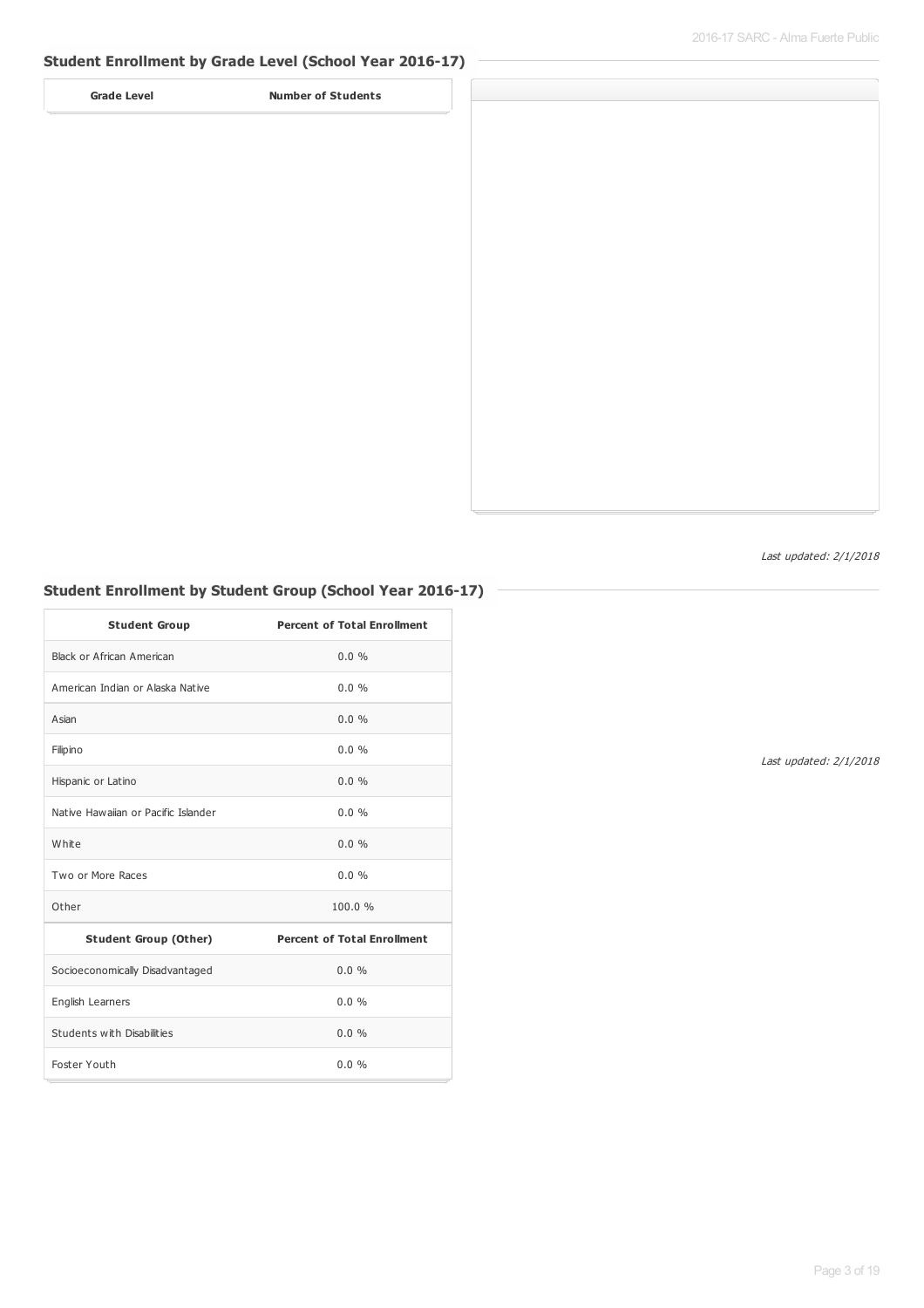## Student Enrollment by Grade Level (School Year 2016-17)

| Grade Level | Number of Students |
| --- | --- |

*Last updated: 2/1/2018*

## Student Enrollment by Student Group (School Year 2016-17)

| Student Group | Percent of Total Enrollment |
| --- | --- |
| Black or African American | 0.0 % |
| American Indian or Alaska Native | 0.0 % |
| Asian | 0.0 % |
| Filipino | 0.0 % |
| Hispanic or Latino | 0.0 % |
| Native Hawaiian or Pacific Islander | 0.0 % |
| White | 0.0 % |
| Two or More Races | 0.0 % |
| Other | 100.0 % |
| **Student Group (Other)** | **Percent of Total Enrollment** |
| Socioeconomically Disadvantaged | 0.0 % |
| English Learners | 0.0 % |
| Students with Disabilities | 0.0 % |
| Foster Youth | 0.0 % |

*Last updated: 2/1/2018*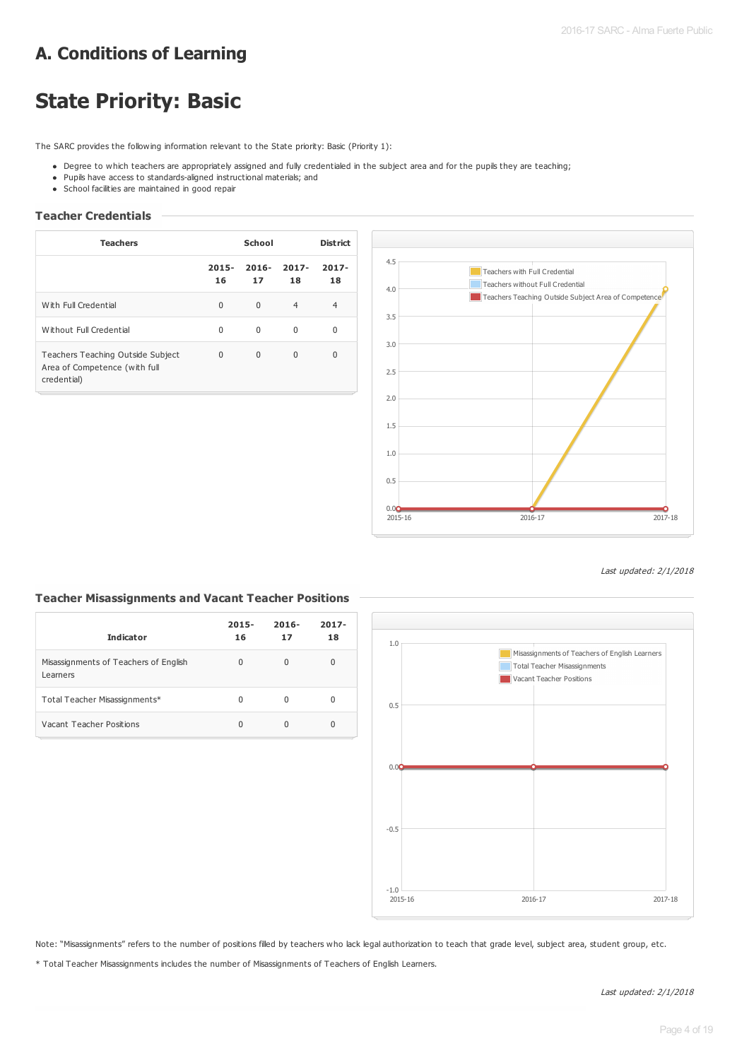# A. Conditions of Learning

# State Priority: Basic

The SARC provides the following information relevant to the State priority: Basic (Priority 1):

- Degree to which teachers are appropriately assigned and fully credentialed in the subject area and for the pupils they are teaching;
- Pupils have access to standards-aligned instructional materials; and
- School facilities are maintained in good repair

### Teacher Credentials

| Teachers | School | | | District |
|---|---|---|---|---|
| | 2015-16 | 2016-17 | 2017-18 | 2017-18 |
| With Full Credential | 0 | 0 | 4 | 4 |
| Without Full Credential | 0 | 0 | 0 | 0 |
| Teachers Teaching Outside Subject Area of Competence (with full credential) | 0 | 0 | 0 | 0 |

*Last updated: 2/1/2018*

### Teacher Misassignments and Vacant Teacher Positions

| Indicator | 2015-16 | 2016-17 | 2017-18 |
|---|---|---|---|
| Misassignments of Teachers of English Learners | 0 | 0 | 0 |
| Total Teacher Misassignments* | 0 | 0 | 0 |
| Vacant Teacher Positions | 0 | 0 | 0 |

Note: "Misassignments" refers to the number of positions filled by teachers who lack legal authorization to teach that grade level, subject area, student group, etc.

* Total Teacher Misassignments includes the number of Misassignments of Teachers of English Learners.

*Last updated: 2/1/2018*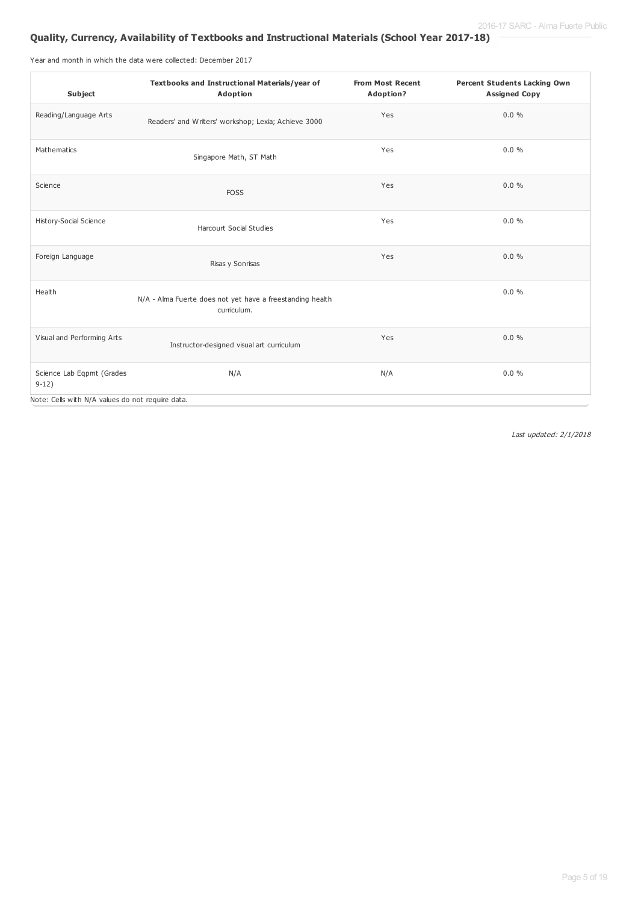## Quality, Currency, Availability of Textbooks and Instructional Materials (School Year 2017-18)

Year and month in which the data were collected: December 2017

| Subject | Textbooks and Instructional Materials/year of Adoption | From Most Recent Adoption? | Percent Students Lacking Own Assigned Copy |
|---|---|---|---|
| Reading/Language Arts | Readers' and Writers' workshop; Lexia; Achieve 3000 | Yes | 0.0 % |
| Mathematics | Singapore Math, ST Math | Yes | 0.0 % |
| Science | FOSS | Yes | 0.0 % |
| History-Social Science | Harcourt Social Studies | Yes | 0.0 % |
| Foreign Language | Risas y Sonrisas | Yes | 0.0 % |
| Health | N/A - Alma Fuerte does not yet have a freestanding health curriculum. | | 0.0 % |
| Visual and Performing Arts | Instructor-designed visual art curriculum | Yes | 0.0 % |
| Science Lab Eqpmt (Grades 9-12) | N/A | N/A | 0.0 % |

Note: Cells with N/A values do not require data.

*Last updated: 2/1/2018*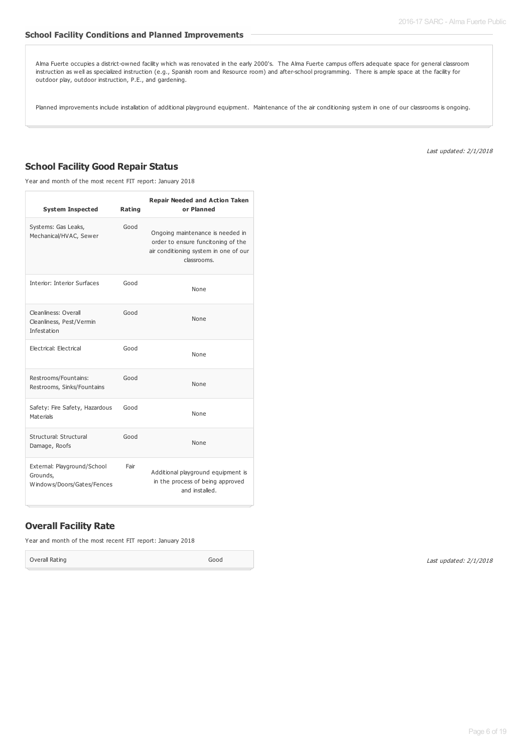### School Facility Conditions and Planned Improvements

Alma Fuerte occupies a district-owned facility which was renovated in the early 2000's. The Alma Fuerte campus offers adequate space for general classroom instruction as well as specialized instruction (e.g., Spanish room and Resource room) and after-school programming. There is ample space at the facility for outdoor play, outdoor instruction, P.E., and gardening.

Planned improvements include installation of additional playground equipment. Maintenance of the air conditioning system in one of our classrooms is ongoing.

*Last updated: 2/1/2018*

## School Facility Good Repair Status

Year and month of the most recent FIT report: January 2018

| System Inspected | Rating | Repair Needed and Action Taken or Planned |
|---|---|---|
| Systems: Gas Leaks, Mechanical/HVAC, Sewer | Good | Ongoing maintenance is needed in order to ensure funcitoning of the air conditioning system in one of our classrooms. |
| Interior: Interior Surfaces | Good | None |
| Cleanliness: Overall Cleanliness, Pest/Vermin Infestation | Good | None |
| Electrical: Electrical | Good | None |
| Restrooms/Fountains: Restrooms, Sinks/Fountains | Good | None |
| Safety: Fire Safety, Hazardous Materials | Good | None |
| Structural: Structural Damage, Roofs | Good | None |
| External: Playground/School Grounds, Windows/Doors/Gates/Fences | Fair | Additional playground equipment is in the process of being approved and installed. |

## Overall Facility Rate

Year and month of the most recent FIT report: January 2018

| Overall Rating | Good |
|---|---|

*Last updated: 2/1/2018*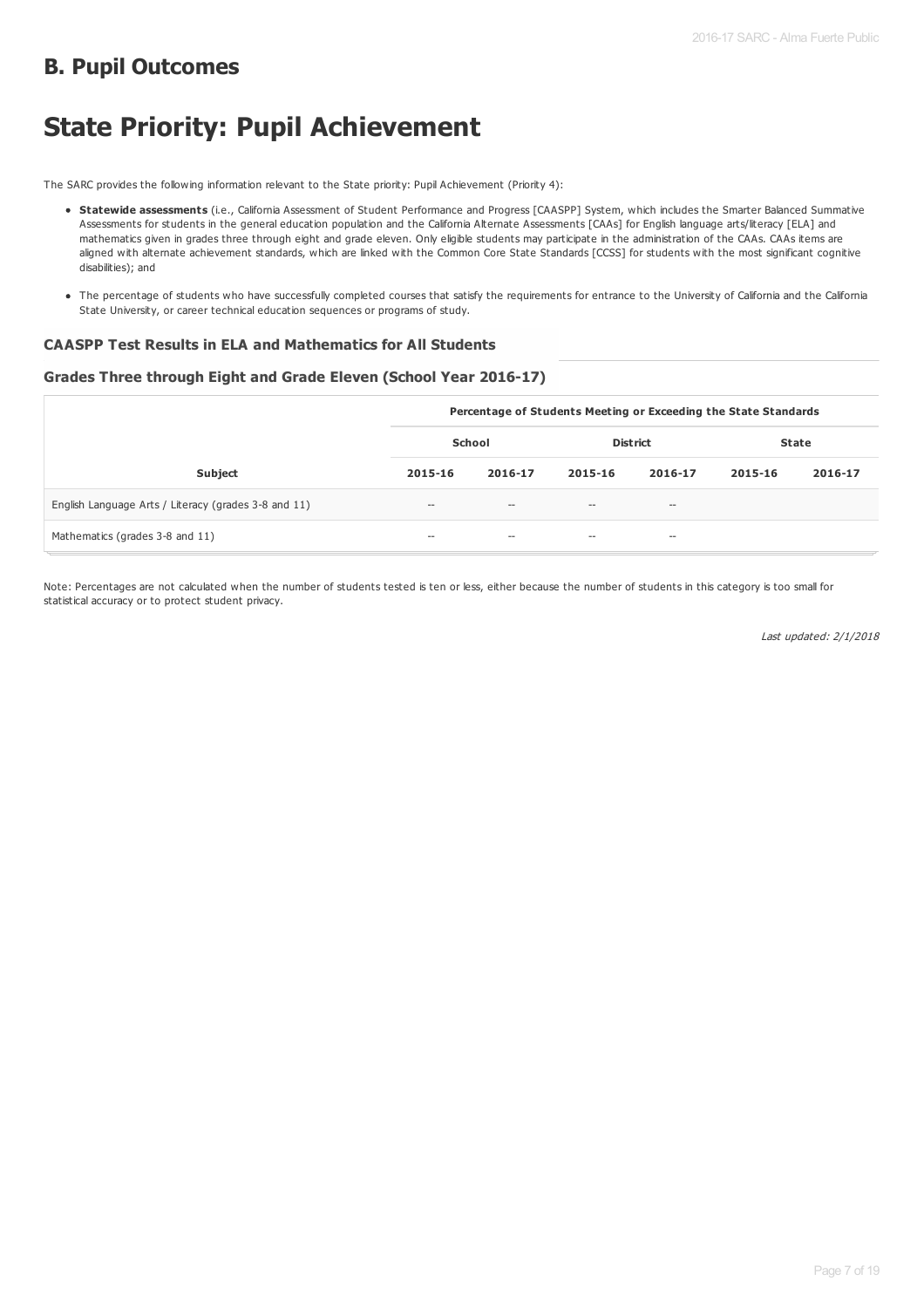## B. Pupil Outcomes

# State Priority: Pupil Achievement

The SARC provides the following information relevant to the State priority: Pupil Achievement (Priority 4):

- **Statewide assessments** (i.e., California Assessment of Student Performance and Progress [CAASPP] System, which includes the Smarter Balanced Summative Assessments for students in the general education population and the California Alternate Assessments [CAAs] for English language arts/literacy [ELA] and mathematics given in grades three through eight and grade eleven. Only eligible students may participate in the administration of the CAAs. CAAs items are aligned with alternate achievement standards, which are linked with the Common Core State Standards [CCSS] for students with the most significant cognitive disabilities); and
- The percentage of students who have successfully completed courses that satisfy the requirements for entrance to the University of California and the California State University, or career technical education sequences or programs of study.

### CAASPP Test Results in ELA and Mathematics for All Students

### Grades Three through Eight and Grade Eleven (School Year 2016-17)

| | Percentage of Students Meeting or Exceeding the State Standards | | | | | |
|---|---|---|---|---|---|---|
| | School | | District | | State | |
| Subject | 2015-16 | 2016-17 | 2015-16 | 2016-17 | 2015-16 | 2016-17 |
| English Language Arts / Literacy (grades 3-8 and 11) | -- | -- | -- | -- | | |
| Mathematics (grades 3-8 and 11) | -- | -- | -- | -- | | |

Note: Percentages are not calculated when the number of students tested is ten or less, either because the number of students in this category is too small for statistical accuracy or to protect student privacy.

*Last updated: 2/1/2018*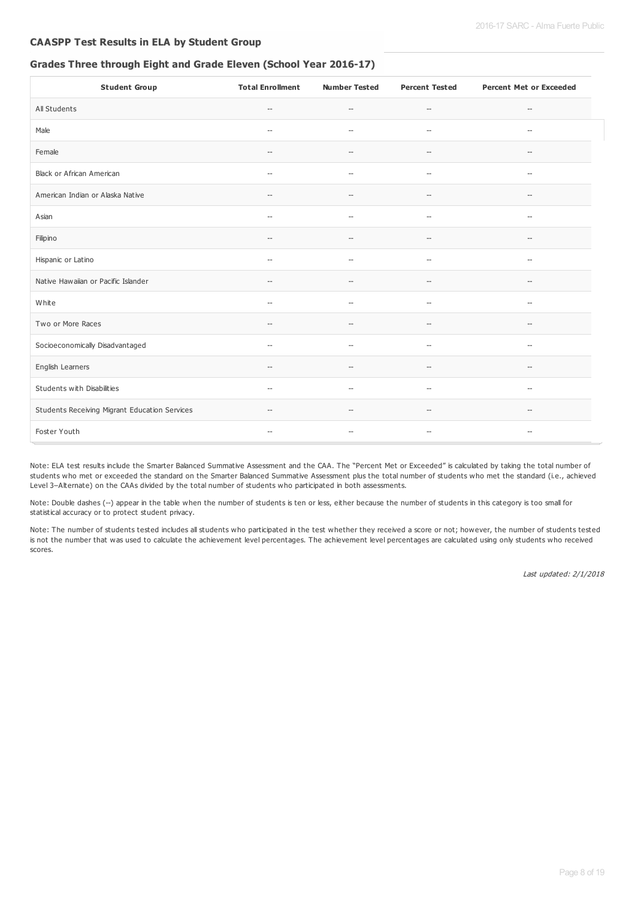### CAASPP Test Results in ELA by Student Group

### Grades Three through Eight and Grade Eleven (School Year 2016-17)

| Student Group | Total Enrollment | Number Tested | Percent Tested | Percent Met or Exceeded |
|---|---|---|---|---|
| All Students | -- | -- | -- | -- |
| Male | -- | -- | -- | -- |
| Female | -- | -- | -- | -- |
| Black or African American | -- | -- | -- | -- |
| American Indian or Alaska Native | -- | -- | -- | -- |
| Asian | -- | -- | -- | -- |
| Filipino | -- | -- | -- | -- |
| Hispanic or Latino | -- | -- | -- | -- |
| Native Hawaiian or Pacific Islander | -- | -- | -- | -- |
| White | -- | -- | -- | -- |
| Two or More Races | -- | -- | -- | -- |
| Socioeconomically Disadvantaged | -- | -- | -- | -- |
| English Learners | -- | -- | -- | -- |
| Students with Disabilities | -- | -- | -- | -- |
| Students Receiving Migrant Education Services | -- | -- | -- | -- |
| Foster Youth | -- | -- | -- | -- |

Note: ELA test results include the Smarter Balanced Summative Assessment and the CAA. The "Percent Met or Exceeded" is calculated by taking the total number of students who met or exceeded the standard on the Smarter Balanced Summative Assessment plus the total number of students who met the standard (i.e., achieved Level 3–Alternate) on the CAAs divided by the total number of students who participated in both assessments.

Note: Double dashes (--) appear in the table when the number of students is ten or less, either because the number of students in this category is too small for statistical accuracy or to protect student privacy.

Note: The number of students tested includes all students who participated in the test whether they received a score or not; however, the number of students tested is not the number that was used to calculate the achievement level percentages. The achievement level percentages are calculated using only students who received scores.

*Last updated: 2/1/2018*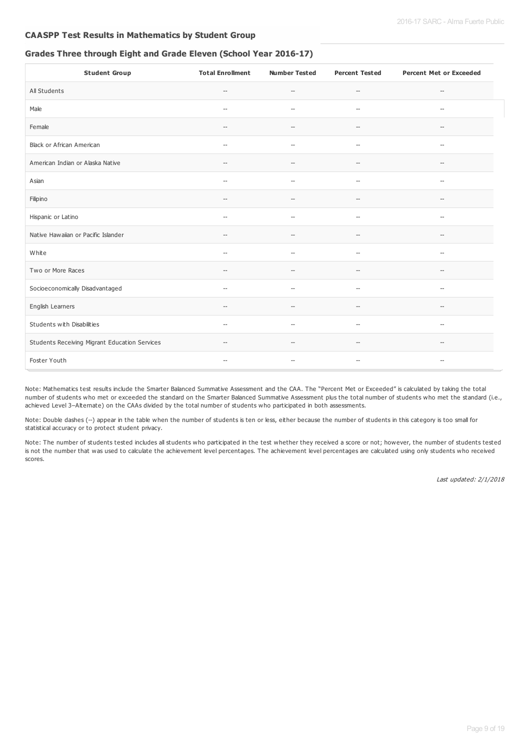## CAASPP Test Results in Mathematics by Student Group

### Grades Three through Eight and Grade Eleven (School Year 2016-17)

| Student Group | Total Enrollment | Number Tested | Percent Tested | Percent Met or Exceeded |
|---|---|---|---|---|
| All Students | -- | -- | -- | -- |
| Male | -- | -- | -- | -- |
| Female | -- | -- | -- | -- |
| Black or African American | -- | -- | -- | -- |
| American Indian or Alaska Native | -- | -- | -- | -- |
| Asian | -- | -- | -- | -- |
| Filipino | -- | -- | -- | -- |
| Hispanic or Latino | -- | -- | -- | -- |
| Native Hawaiian or Pacific Islander | -- | -- | -- | -- |
| White | -- | -- | -- | -- |
| Two or More Races | -- | -- | -- | -- |
| Socioeconomically Disadvantaged | -- | -- | -- | -- |
| English Learners | -- | -- | -- | -- |
| Students with Disabilities | -- | -- | -- | -- |
| Students Receiving Migrant Education Services | -- | -- | -- | -- |
| Foster Youth | -- | -- | -- | -- |

Note: Mathematics test results include the Smarter Balanced Summative Assessment and the CAA. The "Percent Met or Exceeded" is calculated by taking the total number of students who met or exceeded the standard on the Smarter Balanced Summative Assessment plus the total number of students who met the standard (i.e., achieved Level 3–Alternate) on the CAAs divided by the total number of students who participated in both assessments.

Note: Double dashes (--) appear in the table when the number of students is ten or less, either because the number of students in this category is too small for statistical accuracy or to protect student privacy.

Note: The number of students tested includes all students who participated in the test whether they received a score or not; however, the number of students tested is not the number that was used to calculate the achievement level percentages. The achievement level percentages are calculated using only students who received scores.

*Last updated: 2/1/2018*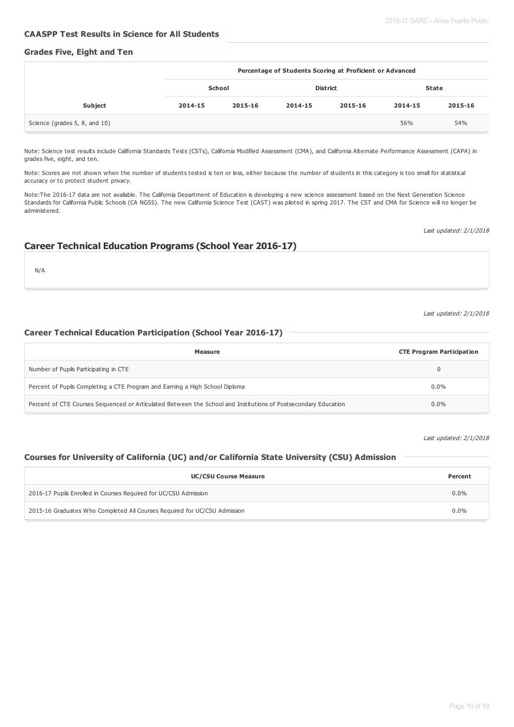### CAASPP Test Results in Science for All Students

#### Grades Five, Eight and Ten

| | Percentage of Students Scoring at Proficient or Advanced | | | | | |
|---|---|---|---|---|---|---|
| | School | | District | | State | |
| Subject | 2014-15 | 2015-16 | 2014-15 | 2015-16 | 2014-15 | 2015-16 |
| Science (grades 5, 8, and 10) | | | | | 56% | 54% |

Note: Science test results include California Standards Tests (CSTs), California Modified Assessment (CMA), and California Alternate Performance Assessment (CAPA) in grades five, eight, and ten.

Note: Scores are not shown when the number of students tested is ten or less, either because the number of students in this category is too small for statistical accuracy or to protect student privacy.

Note:The 2016-17 data are not available. The California Department of Education is developing a new science assessment based on the Next Generation Science Standards for California Public Schools (CA NGSS). The new California Science Test (CAST) was piloted in spring 2017. The CST and CMA for Science will no longer be administered.

*Last updated: 2/1/2018*

## Career Technical Education Programs (School Year 2016-17)

N/A

*Last updated: 2/1/2018*

### Career Technical Education Participation (School Year 2016-17)

| Measure | CTE Program Participation |
|---|---|
| Number of Pupils Participating in CTE | 0 |
| Percent of Pupils Completing a CTE Program and Earning a High School Diploma | 0.0% |
| Percent of CTE Courses Sequenced or Articulated Between the School and Institutions of Postsecondary Education | 0.0% |

*Last updated: 2/1/2018*

### Courses for University of California (UC) and/or California State University (CSU) Admission

| UC/CSU Course Measure | Percent |
|---|---|
| 2016-17 Pupils Enrolled in Courses Required for UC/CSU Admission | 0.0% |
| 2015-16 Graduates Who Completed All Courses Required for UC/CSU Admission | 0.0% |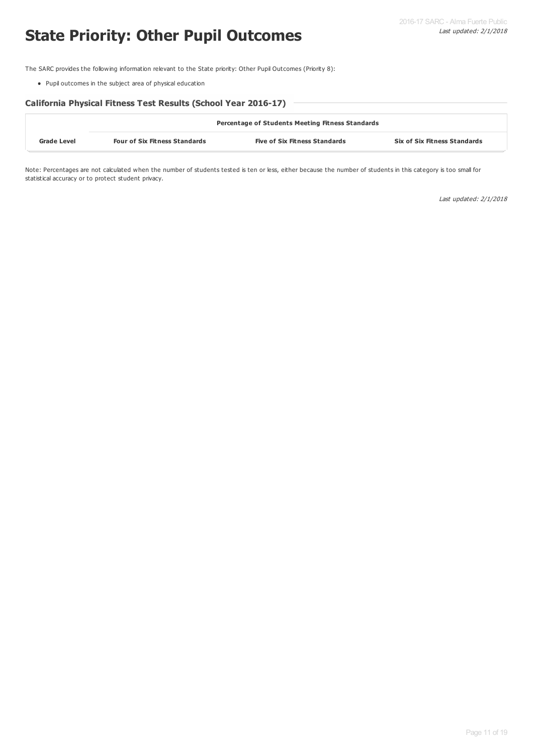# State Priority: Other Pupil Outcomes

*Last updated: 2/1/2018*

The SARC provides the following information relevant to the State priority: Other Pupil Outcomes (Priority 8):

- Pupil outcomes in the subject area of physical education

### California Physical Fitness Test Results (School Year 2016-17)

| | Percentage of Students Meeting Fitness Standards | | |
|---|---|---|---|
| **Grade Level** | **Four of Six Fitness Standards** | **Five of Six Fitness Standards** | **Six of Six Fitness Standards** |

Note: Percentages are not calculated when the number of students tested is ten or less, either because the number of students in this category is too small for statistical accuracy or to protect student privacy.

*Last updated: 2/1/2018*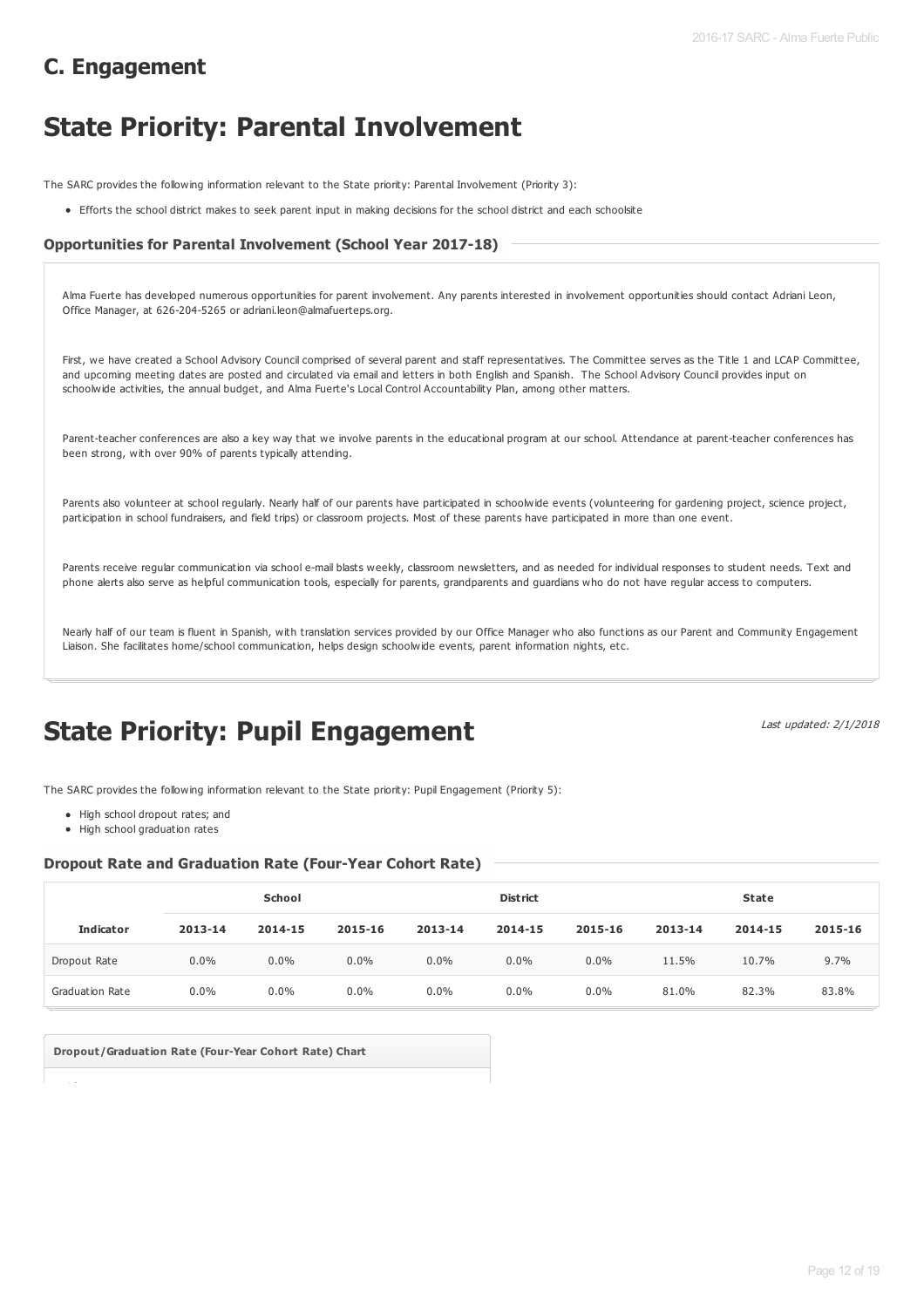## C. Engagement

# State Priority: Parental Involvement

The SARC provides the following information relevant to the State priority: Parental Involvement (Priority 3):

- Efforts the school district makes to seek parent input in making decisions for the school district and each schoolsite

### Opportunities for Parental Involvement (School Year 2017-18)

Alma Fuerte has developed numerous opportunities for parent involvement. Any parents interested in involvement opportunities should contact Adriani Leon, Office Manager, at 626-204-5265 or adriani.leon@almafuerteps.org.

First, we have created a School Advisory Council comprised of several parent and staff representatives. The Committee serves as the Title 1 and LCAP Committee, and upcoming meeting dates are posted and circulated via email and letters in both English and Spanish. The School Advisory Council provides input on schoolwide activities, the annual budget, and Alma Fuerte's Local Control Accountability Plan, among other matters.

Parent-teacher conferences are also a key way that we involve parents in the educational program at our school. Attendance at parent-teacher conferences has been strong, with over 90% of parents typically attending.

Parents also volunteer at school regularly. Nearly half of our parents have participated in schoolwide events (volunteering for gardening project, science project, participation in school fundraisers, and field trips) or classroom projects. Most of these parents have participated in more than one event.

Parents receive regular communication via school e-mail blasts weekly, classroom newsletters, and as needed for individual responses to student needs. Text and phone alerts also serve as helpful communication tools, especially for parents, grandparents and guardians who do not have regular access to computers.

Nearly half of our team is fluent in Spanish, with translation services provided by our Office Manager who also functions as our Parent and Community Engagement Liaison. She facilitates home/school communication, helps design schoolwide events, parent information nights, etc.

# State Priority: Pupil Engagement

*Last updated: 2/1/2018*

The SARC provides the following information relevant to the State priority: Pupil Engagement (Priority 5):

- High school dropout rates; and
- High school graduation rates

### Dropout Rate and Graduation Rate (Four-Year Cohort Rate)

| | School | | | District | | | State | | |
|---|---|---|---|---|---|---|---|---|---|
| **Indicator** | **2013-14** | **2014-15** | **2015-16** | **2013-14** | **2014-15** | **2015-16** | **2013-14** | **2014-15** | **2015-16** |
| Dropout Rate | 0.0% | 0.0% | 0.0% | 0.0% | 0.0% | 0.0% | 11.5% | 10.7% | 9.7% |
| Graduation Rate | 0.0% | 0.0% | 0.0% | 0.0% | 0.0% | 0.0% | 81.0% | 82.3% | 83.8% |

**Dropout/Graduation Rate (Four-Year Cohort Rate) Chart**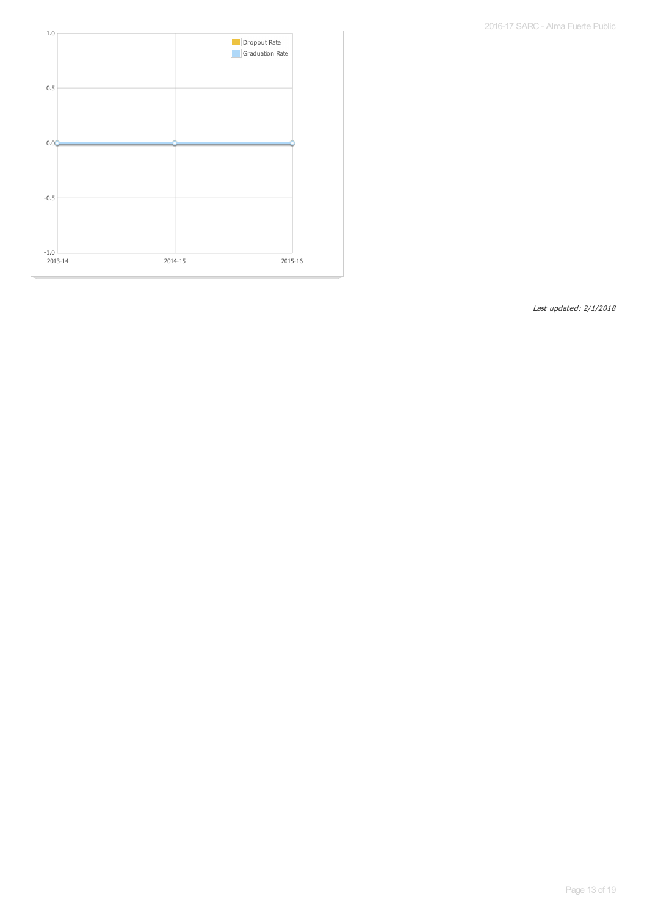| | 2013-14 | 2014-15 | 2015-16 |
|---|---|---|---|
| Dropout Rate | 0.0 | 0.0 | 0.0 |
| Graduation Rate | 0.0 | 0.0 | 0.0 |

*Last updated: 2/1/2018*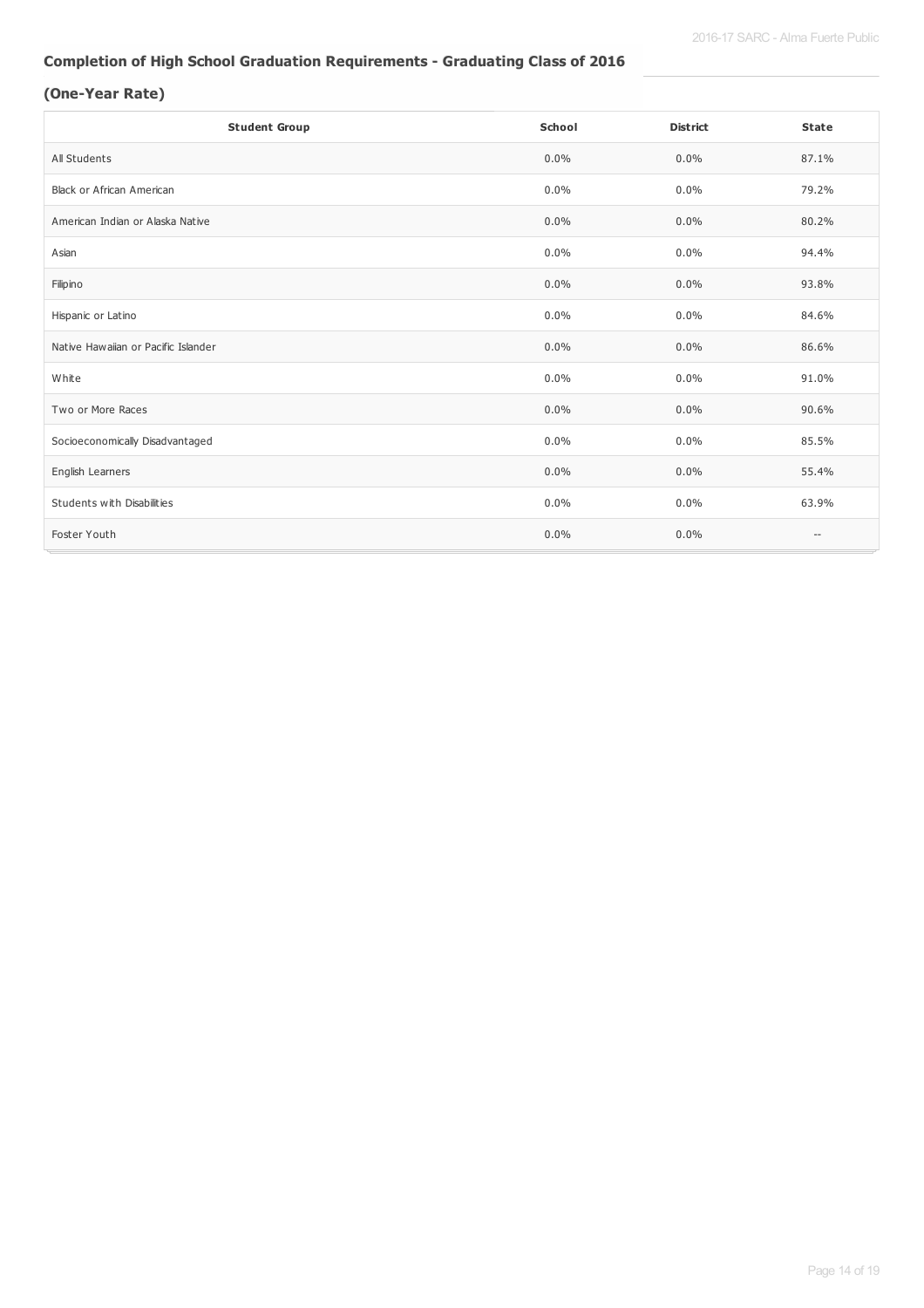## Completion of High School Graduation Requirements - Graduating Class of 2016

### (One-Year Rate)

| Student Group | School | District | State |
|---|---|---|---|
| All Students | 0.0% | 0.0% | 87.1% |
| Black or African American | 0.0% | 0.0% | 79.2% |
| American Indian or Alaska Native | 0.0% | 0.0% | 80.2% |
| Asian | 0.0% | 0.0% | 94.4% |
| Filipino | 0.0% | 0.0% | 93.8% |
| Hispanic or Latino | 0.0% | 0.0% | 84.6% |
| Native Hawaiian or Pacific Islander | 0.0% | 0.0% | 86.6% |
| White | 0.0% | 0.0% | 91.0% |
| Two or More Races | 0.0% | 0.0% | 90.6% |
| Socioeconomically Disadvantaged | 0.0% | 0.0% | 85.5% |
| English Learners | 0.0% | 0.0% | 55.4% |
| Students with Disabilities | 0.0% | 0.0% | 63.9% |
| Foster Youth | 0.0% | 0.0% | -- |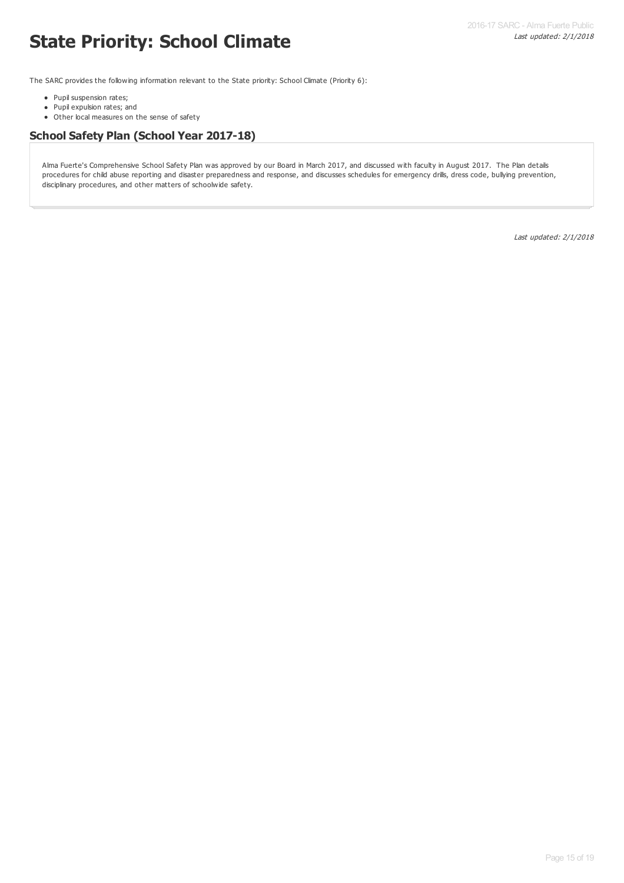# State Priority: School Climate

The SARC provides the following information relevant to the State priority: School Climate (Priority 6):

- Pupil suspension rates;
- Pupil expulsion rates; and
- Other local measures on the sense of safety

## School Safety Plan (School Year 2017-18)

Alma Fuerte's Comprehensive School Safety Plan was approved by our Board in March 2017, and discussed with faculty in August 2017. The Plan details procedures for child abuse reporting and disaster preparedness and response, and discusses schedules for emergency drills, dress code, bullying prevention, disciplinary procedures, and other matters of schoolwide safety.

*Last updated: 2/1/2018*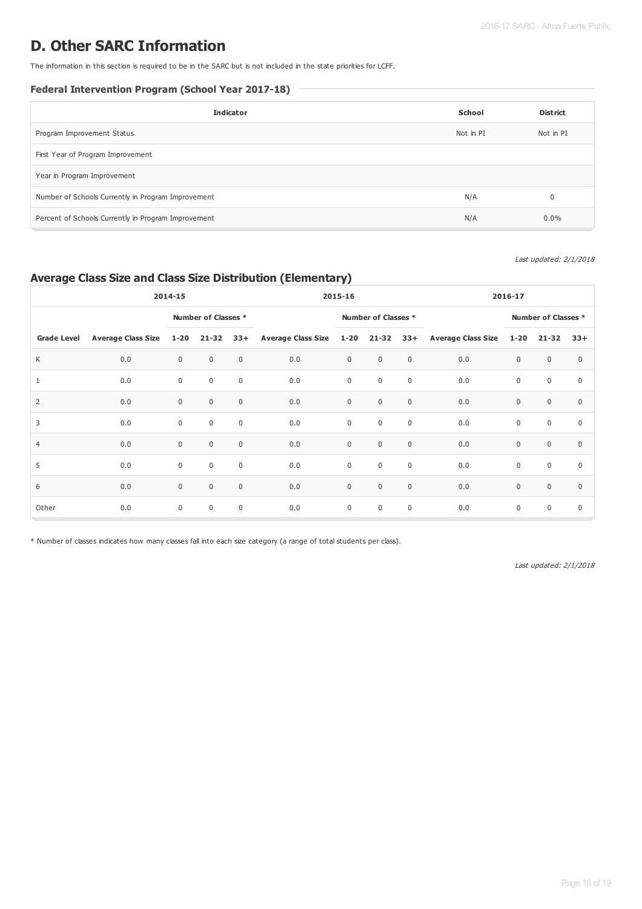# D. Other SARC Information

The information in this section is required to be in the SARC but is not included in the state priorities for LCFF.

### Federal Intervention Program (School Year 2017-18)

| Indicator | School | District |
| --- | --- | --- |
| Program Improvement Status | Not in PI | Not in PI |
| First Year of Program Improvement | | |
| Year in Program Improvement | | |
| Number of Schools Currently in Program Improvement | N/A | 0 |
| Percent of Schools Currently in Program Improvement | N/A | 0.0% |

*Last updated: 2/1/2018*

## Average Class Size and Class Size Distribution (Elementary)

| | 2014-15 | | | | 2015-16 | | | | 2016-17 | | | |
| --- | --- | --- | --- | --- | --- | --- | --- | --- | --- | --- | --- | --- |
| | | Number of Classes * | | | | Number of Classes * | | | | Number of Classes * | | |
| Grade Level | Average Class Size | 1-20 | 21-32 | 33+ | Average Class Size | 1-20 | 21-32 | 33+ | Average Class Size | 1-20 | 21-32 | 33+ |
| K | 0.0 | 0 | 0 | 0 | 0.0 | 0 | 0 | 0 | 0.0 | 0 | 0 | 0 |
| 1 | 0.0 | 0 | 0 | 0 | 0.0 | 0 | 0 | 0 | 0.0 | 0 | 0 | 0 |
| 2 | 0.0 | 0 | 0 | 0 | 0.0 | 0 | 0 | 0 | 0.0 | 0 | 0 | 0 |
| 3 | 0.0 | 0 | 0 | 0 | 0.0 | 0 | 0 | 0 | 0.0 | 0 | 0 | 0 |
| 4 | 0.0 | 0 | 0 | 0 | 0.0 | 0 | 0 | 0 | 0.0 | 0 | 0 | 0 |
| 5 | 0.0 | 0 | 0 | 0 | 0.0 | 0 | 0 | 0 | 0.0 | 0 | 0 | 0 |
| 6 | 0.0 | 0 | 0 | 0 | 0.0 | 0 | 0 | 0 | 0.0 | 0 | 0 | 0 |
| Other | 0.0 | 0 | 0 | 0 | 0.0 | 0 | 0 | 0 | 0.0 | 0 | 0 | 0 |

* Number of classes indicates how many classes fall into each size category (a range of total students per class).

*Last updated: 2/1/2018*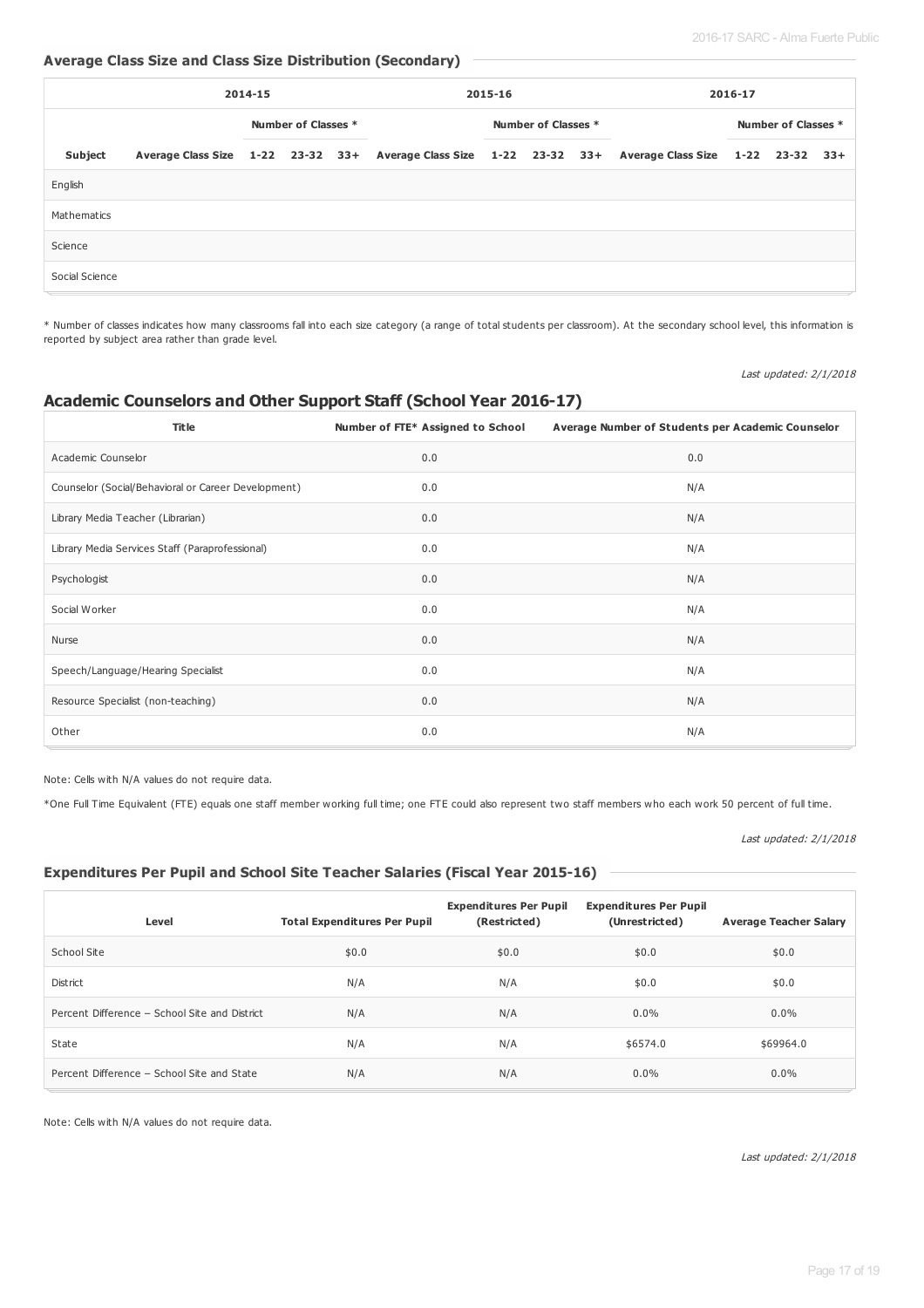### Average Class Size and Class Size Distribution (Secondary)

| | 2014-15 | | | | 2015-16 | | | | 2016-17 | | | |
|---|---|---|---|---|---|---|---|---|---|---|---|---|
| | | Number of Classes * | | | | Number of Classes * | | | | Number of Classes * | | |
| Subject | Average Class Size | 1-22 | 23-32 | 33+ | Average Class Size | 1-22 | 23-32 | 33+ | Average Class Size | 1-22 | 23-32 | 33+ |
| English | | | | | | | | | | | | |
| Mathematics | | | | | | | | | | | | |
| Science | | | | | | | | | | | | |
| Social Science | | | | | | | | | | | | |

* Number of classes indicates how many classrooms fall into each size category (a range of total students per classroom). At the secondary school level, this information is reported by subject area rather than grade level.

*Last updated: 2/1/2018*

## Academic Counselors and Other Support Staff (School Year 2016-17)

| Title | Number of FTE* Assigned to School | Average Number of Students per Academic Counselor |
|---|---|---|
| Academic Counselor | 0.0 | 0.0 |
| Counselor (Social/Behavioral or Career Development) | 0.0 | N/A |
| Library Media Teacher (Librarian) | 0.0 | N/A |
| Library Media Services Staff (Paraprofessional) | 0.0 | N/A |
| Psychologist | 0.0 | N/A |
| Social Worker | 0.0 | N/A |
| Nurse | 0.0 | N/A |
| Speech/Language/Hearing Specialist | 0.0 | N/A |
| Resource Specialist (non-teaching) | 0.0 | N/A |
| Other | 0.0 | N/A |

Note: Cells with N/A values do not require data.

*One Full Time Equivalent (FTE) equals one staff member working full time; one FTE could also represent two staff members who each work 50 percent of full time.

*Last updated: 2/1/2018*

### Expenditures Per Pupil and School Site Teacher Salaries (Fiscal Year 2015-16)

| Level | Total Expenditures Per Pupil | Expenditures Per Pupil (Restricted) | Expenditures Per Pupil (Unrestricted) | Average Teacher Salary |
|---|---|---|---|---|
| School Site | $0.0 | $0.0 | $0.0 | $0.0 |
| District | N/A | N/A | $0.0 | $0.0 |
| Percent Difference – School Site and District | N/A | N/A | 0.0% | 0.0% |
| State | N/A | N/A | $6574.0 | $69964.0 |
| Percent Difference – School Site and State | N/A | N/A | 0.0% | 0.0% |

Note: Cells with N/A values do not require data.

*Last updated: 2/1/2018*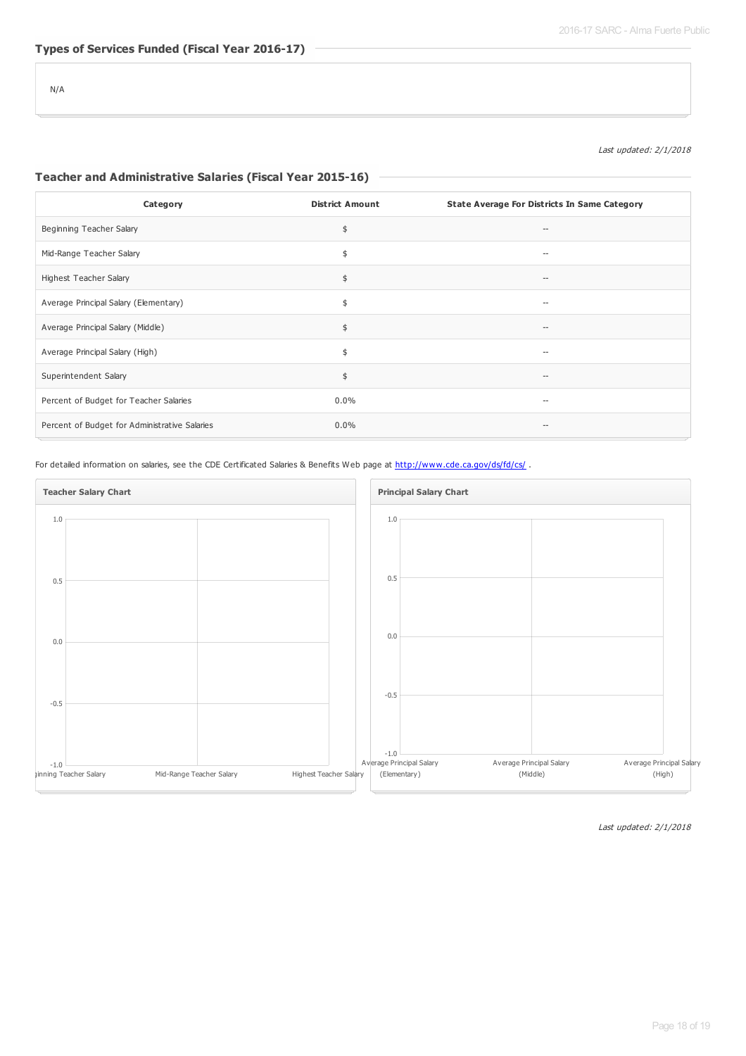### Types of Services Funded (Fiscal Year 2016-17)

N/A

*Last updated: 2/1/2018*

### Teacher and Administrative Salaries (Fiscal Year 2015-16)

| Category | District Amount | State Average For Districts In Same Category |
|---|---|---|
| Beginning Teacher Salary | $ | -- |
| Mid-Range Teacher Salary | $ | -- |
| Highest Teacher Salary | $ | -- |
| Average Principal Salary (Elementary) | $ | -- |
| Average Principal Salary (Middle) | $ | -- |
| Average Principal Salary (High) | $ | -- |
| Superintendent Salary | $ | -- |
| Percent of Budget for Teacher Salaries | 0.0% | -- |
| Percent of Budget for Administrative Salaries | 0.0% | -- |

For detailed information on salaries, see the CDE Certificated Salaries & Benefits Web page at http://www.cde.ca.gov/ds/fd/cs/ .

**Teacher Salary Chart**

1.0
0.5
0.0
-0.5
-1.0

Beginning Teacher Salary, Mid-Range Teacher Salary, Highest Teacher Salary

**Principal Salary Chart**

1.0
0.5
0.0
-0.5
-1.0

Average Principal Salary (Elementary), Average Principal Salary (Middle), Average Principal Salary (High)

*Last updated: 2/1/2018*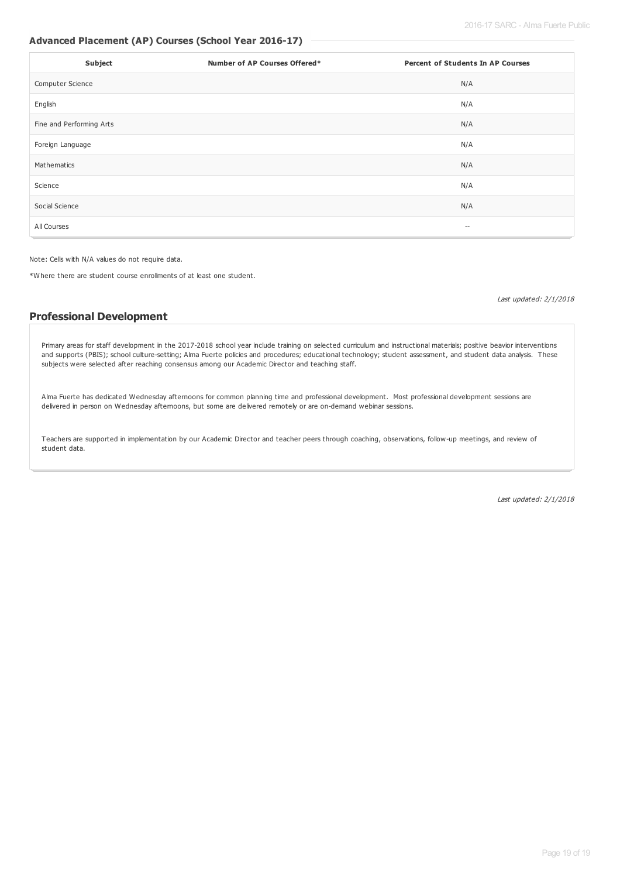## Advanced Placement (AP) Courses (School Year 2016-17)

| Subject | Number of AP Courses Offered* | Percent of Students In AP Courses |
|---|---|---|
| Computer Science | | N/A |
| English | | N/A |
| Fine and Performing Arts | | N/A |
| Foreign Language | | N/A |
| Mathematics | | N/A |
| Science | | N/A |
| Social Science | | N/A |
| All Courses | | -- |

Note: Cells with N/A values do not require data.

*Where there are student course enrollments of at least one student.

*Last updated: 2/1/2018*

## Professional Development

Primary areas for staff development in the 2017-2018 school year include training on selected curriculum and instructional materials; positive beavior interventions and supports (PBIS); school culture-setting; Alma Fuerte policies and procedures; educational technology; student assessment, and student data analysis. These subjects were selected after reaching consensus among our Academic Director and teaching staff.

Alma Fuerte has dedicated Wednesday afternoons for common planning time and professional development. Most professional development sessions are delivered in person on Wednesday afternoons, but some are delivered remotely or are on-demand webinar sessions.

Teachers are supported in implementation by our Academic Director and teacher peers through coaching, observations, follow-up meetings, and review of student data.

*Last updated: 2/1/2018*